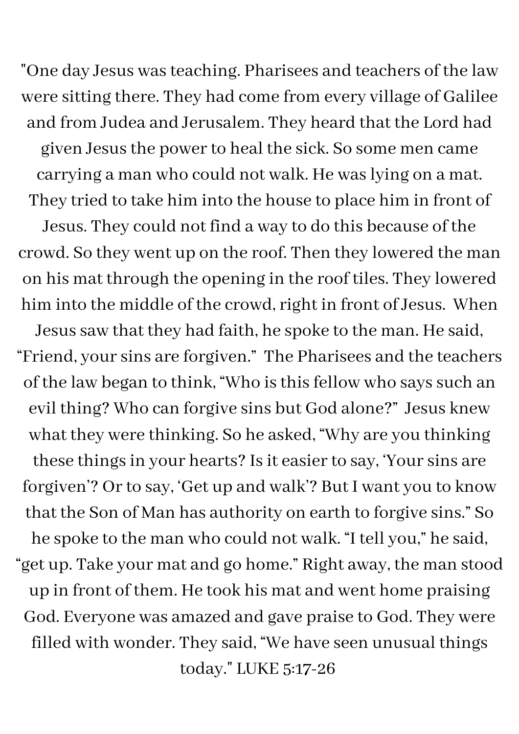"One day Jesus was teaching. Pharisees and teachers of the law were sitting there. They had come from every village of Galilee and from Judea and Jerusalem. They heard that the Lord had given Jesus the power to heal the sick. So some men came carrying a man who could not walk. He was lying on a mat. They tried to take him into the house to place him in front of Jesus. They could not find a way to do this because of the crowd. So they went up on the roof. Then they lowered the man on his mat through the opening in the roof tiles. They lowered him into the middle of the crowd, right in front of Jesus. When Jesus saw that they had faith, he spoke to the man. He said, "Friend, your sins are forgiven." The Pharisees and the teachers of the law began to think, "Who is this fellow who says such an evil thing? Who can forgive sins but God alone?" Jesus knew what they were thinking. So he asked, "Why are you thinking these things in your hearts? Is it easier to say, 'Your sins are forgiven'? Or to say, 'Get up and walk'? But I want you to know that the Son of Man has authority on earth to forgive sins." So he spoke to the man who could not walk. "I tell you," he said, "get up. Take your mat and go home." Right away, the man stood up in front of them. He took his mat and went home praising God. Everyone was amazed and gave praise to God. They were filled with wonder. They said, "We have seen unusual things today." LUKE 5:17-26